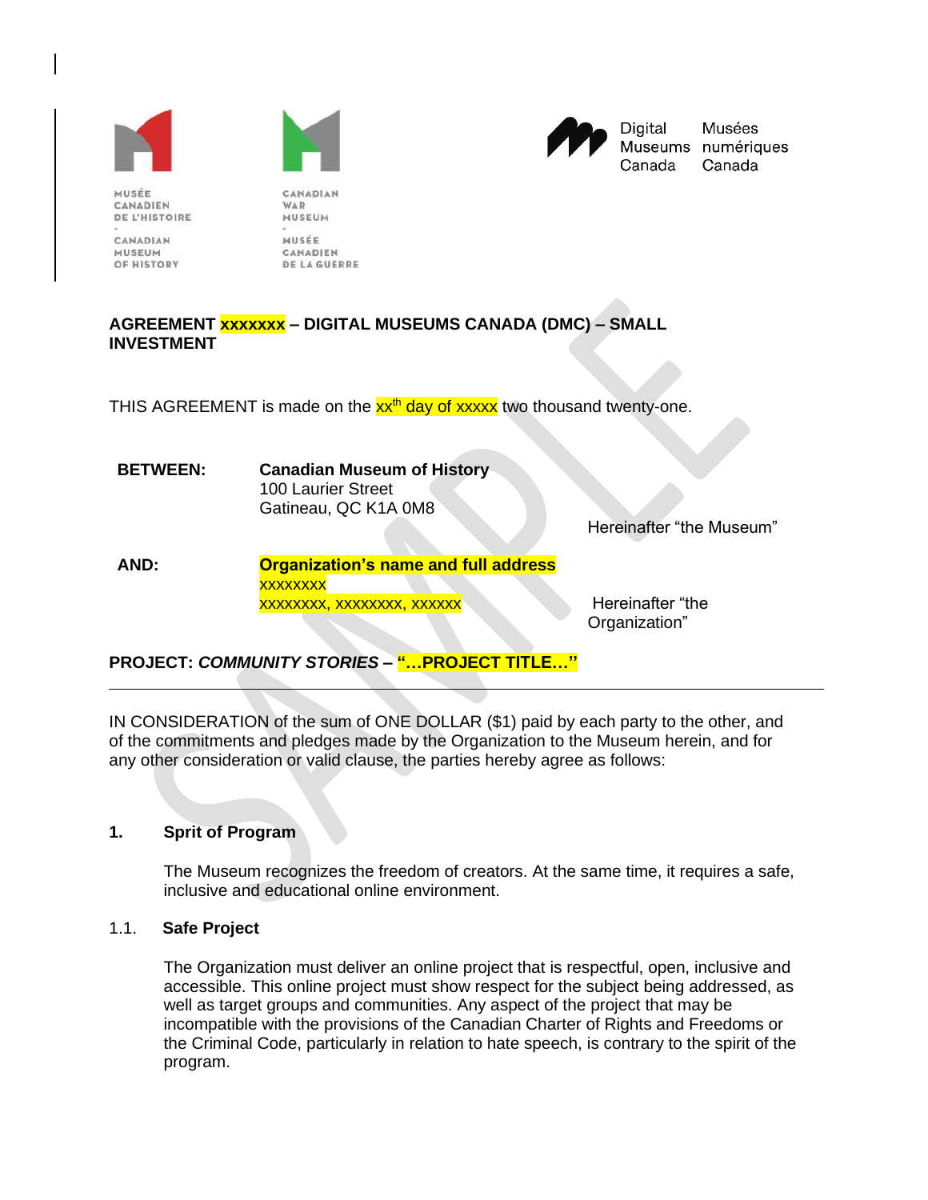MUSÉE CANADIEN DE L'HISTOIRE - CANADIAN MUSEUM OF HISTORY

CANADIAN WAR MUSEUM - MUSÉE CANADIEN DE LA GUERRE

Digital Museums Canada / Musées numériques Canada

**AGREEMENT xxxxxxx – DIGITAL MUSEUMS CANADA (DMC) – SMALL INVESTMENT**

THIS AGREEMENT is made on the xx[th] day of xxxxx two thousand twenty-one.

| | | |
|---|---|---|
| **BETWEEN:** | **Canadian Museum of History**<br>100 Laurier Street<br>Gatineau, QC K1A 0M8 | Hereinafter "the Museum" |
| **AND:** | **Organization's name and full address**<br>xxxxxxxx<br>xxxxxxxx, xxxxxxxx, xxxxxx | Hereinafter "the Organization" |

**PROJECT: *COMMUNITY STORIES* – "…PROJECT TITLE…"**

---

IN CONSIDERATION of the sum of ONE DOLLAR ($1) paid by each party to the other, and of the commitments and pledges made by the Organization to the Museum herein, and for any other consideration or valid clause, the parties hereby agree as follows:

## 1. Sprit of Program

The Museum recognizes the freedom of creators. At the same time, it requires a safe, inclusive and educational online environment.

### 1.1. Safe Project

The Organization must deliver an online project that is respectful, open, inclusive and accessible. This online project must show respect for the subject being addressed, as well as target groups and communities. Any aspect of the project that may be incompatible with the provisions of the Canadian Charter of Rights and Freedoms or the Criminal Code, particularly in relation to hate speech, is contrary to the spirit of the program.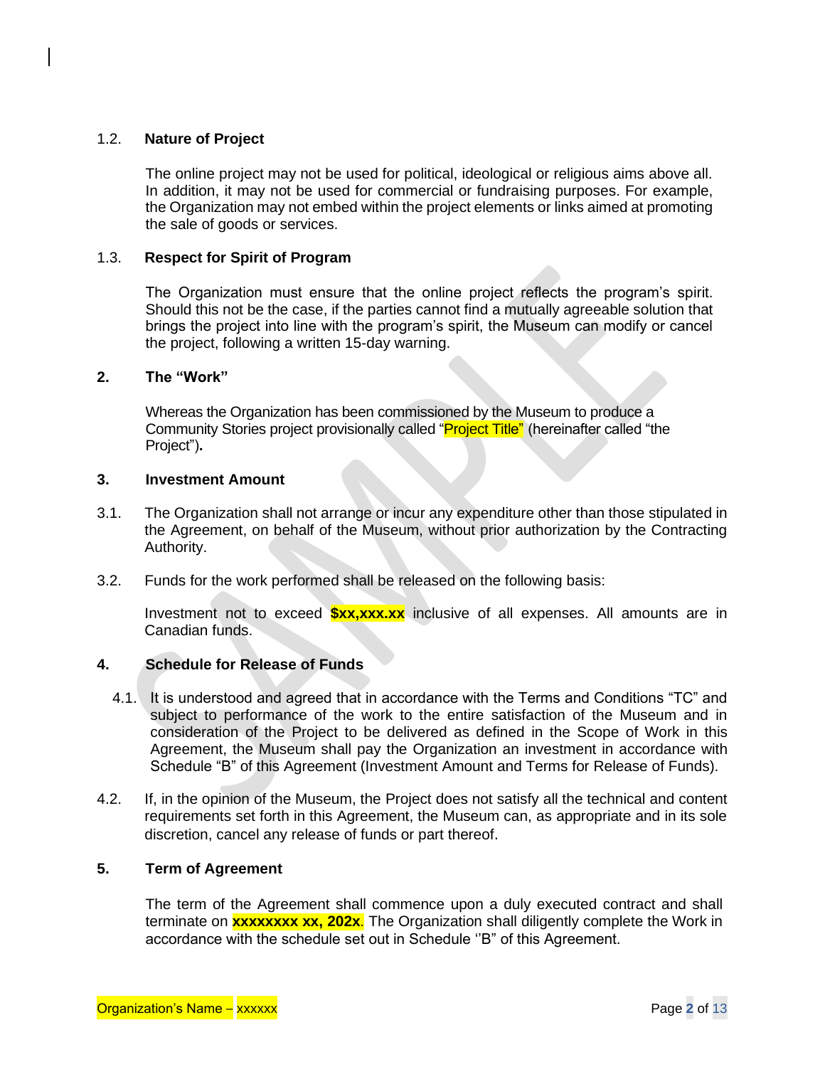### 1.2. Nature of Project

The online project may not be used for political, ideological or religious aims above all. In addition, it may not be used for commercial or fundraising purposes. For example, the Organization may not embed within the project elements or links aimed at promoting the sale of goods or services.

### 1.3. Respect for Spirit of Program

The Organization must ensure that the online project reflects the program's spirit. Should this not be the case, if the parties cannot find a mutually agreeable solution that brings the project into line with the program's spirit, the Museum can modify or cancel the project, following a written 15-day warning.

## 2. The "Work"

Whereas the Organization has been commissioned by the Museum to produce a Community Stories project provisionally called "Project Title" (hereinafter called "the Project")**.**

## 3. Investment Amount

3.1. The Organization shall not arrange or incur any expenditure other than those stipulated in the Agreement, on behalf of the Museum, without prior authorization by the Contracting Authority.

3.2. Funds for the work performed shall be released on the following basis:

Investment not to exceed **$xx,xxx.xx** inclusive of all expenses. All amounts are in Canadian funds.

## 4. Schedule for Release of Funds

4.1. It is understood and agreed that in accordance with the Terms and Conditions "TC" and subject to performance of the work to the entire satisfaction of the Museum and in consideration of the Project to be delivered as defined in the Scope of Work in this Agreement, the Museum shall pay the Organization an investment in accordance with Schedule "B" of this Agreement (Investment Amount and Terms for Release of Funds).

4.2. If, in the opinion of the Museum, the Project does not satisfy all the technical and content requirements set forth in this Agreement, the Museum can, as appropriate and in its sole discretion, cancel any release of funds or part thereof.

## 5. Term of Agreement

The term of the Agreement shall commence upon a duly executed contract and shall terminate on **xxxxxxxx xx, 202x**. The Organization shall diligently complete the Work in accordance with the schedule set out in Schedule ''B" of this Agreement.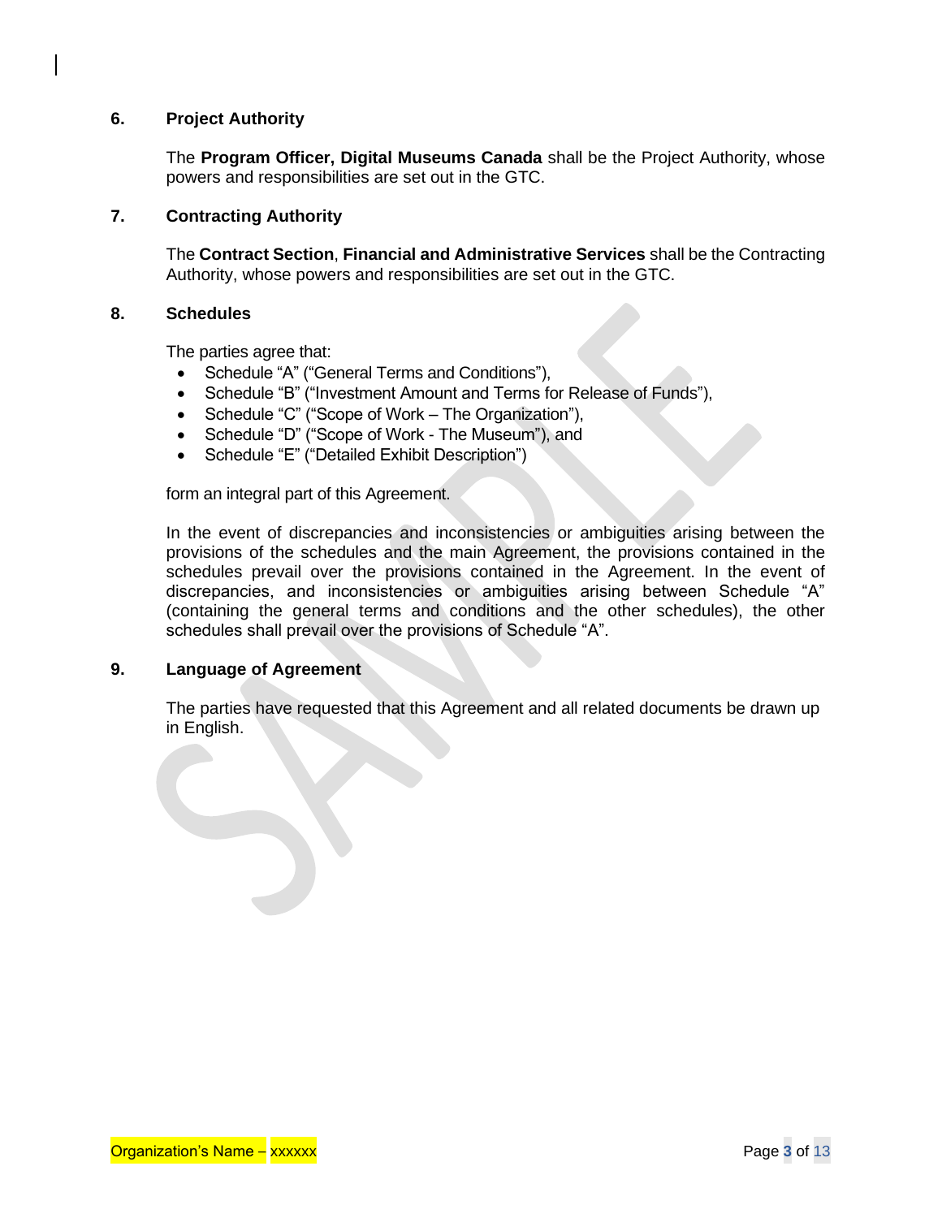## 6. Project Authority

The **Program Officer, Digital Museums Canada** shall be the Project Authority, whose powers and responsibilities are set out in the GTC.

## 7. Contracting Authority

The **Contract Section**, **Financial and Administrative Services** shall be the Contracting Authority, whose powers and responsibilities are set out in the GTC.

## 8. Schedules

The parties agree that:

- Schedule "A" ("General Terms and Conditions"),
- Schedule "B" ("Investment Amount and Terms for Release of Funds"),
- Schedule "C" ("Scope of Work – The Organization"),
- Schedule "D" ("Scope of Work - The Museum"), and
- Schedule "E" ("Detailed Exhibit Description")

form an integral part of this Agreement.

In the event of discrepancies and inconsistencies or ambiguities arising between the provisions of the schedules and the main Agreement, the provisions contained in the schedules prevail over the provisions contained in the Agreement. In the event of discrepancies, and inconsistencies or ambiguities arising between Schedule "A" (containing the general terms and conditions and the other schedules), the other schedules shall prevail over the provisions of Schedule "A".

## 9. Language of Agreement

The parties have requested that this Agreement and all related documents be drawn up in English.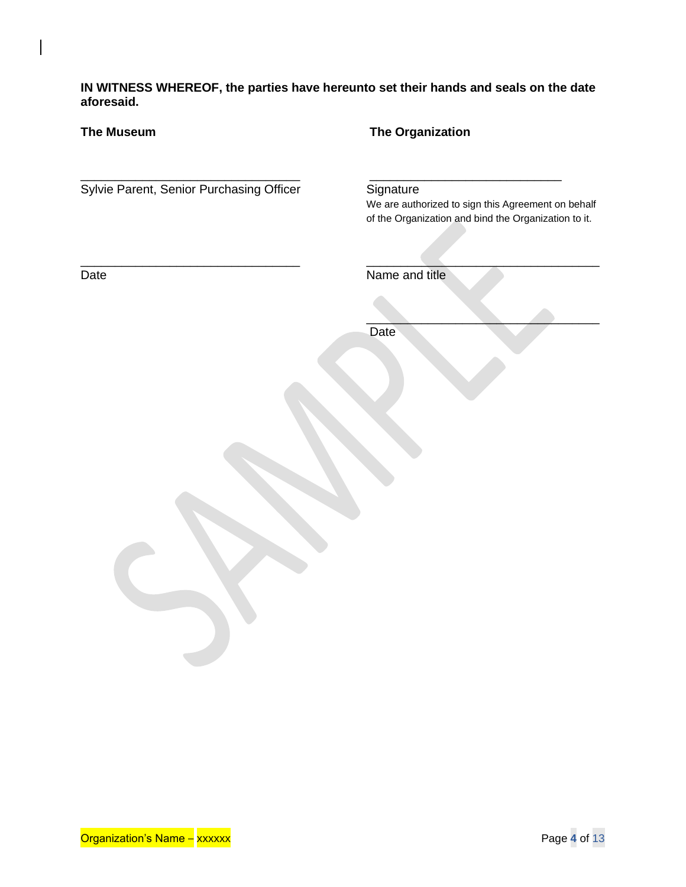**IN WITNESS WHEREOF, the parties have hereunto set their hands and seals on the date aforesaid.**

| **The Museum** | **The Organization** |
|---|---|
| ________________________________ | ________________________________ |
| Sylvie Parent, Senior Purchasing Officer | Signature<br>We are authorized to sign this Agreement on behalf of the Organization and bind the Organization to it. |
| ________________________________ | ________________________________ |
| Date | Name and title |
| | ________________________________ |
| | Date |

Organization's Name – xxxxxx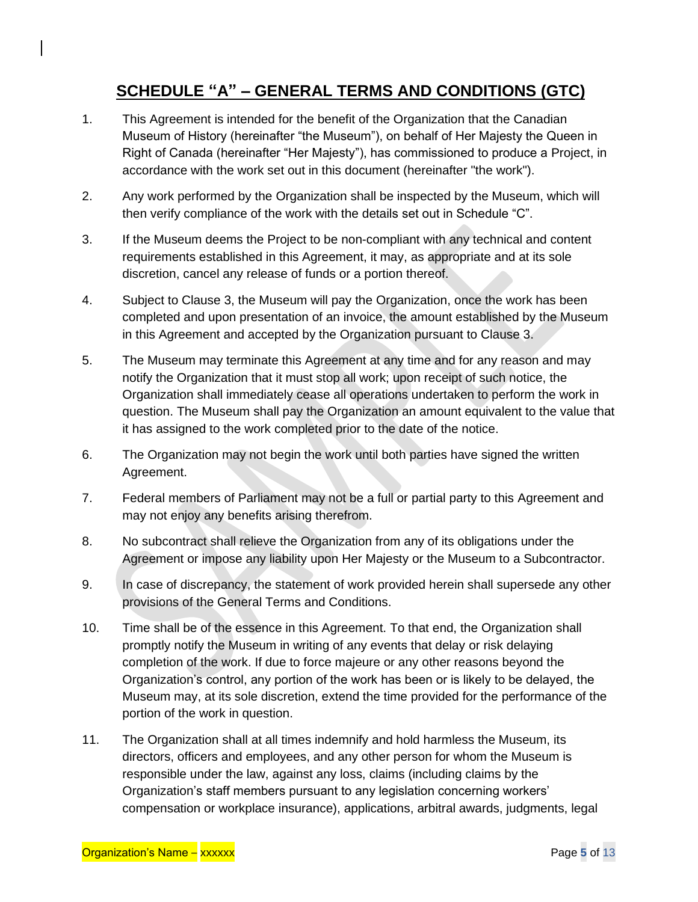# SCHEDULE "A" – GENERAL TERMS AND CONDITIONS (GTC)

1. This Agreement is intended for the benefit of the Organization that the Canadian Museum of History (hereinafter "the Museum"), on behalf of Her Majesty the Queen in Right of Canada (hereinafter "Her Majesty"), has commissioned to produce a Project, in accordance with the work set out in this document (hereinafter "the work").

2. Any work performed by the Organization shall be inspected by the Museum, which will then verify compliance of the work with the details set out in Schedule "C".

3. If the Museum deems the Project to be non-compliant with any technical and content requirements established in this Agreement, it may, as appropriate and at its sole discretion, cancel any release of funds or a portion thereof.

4. Subject to Clause 3, the Museum will pay the Organization, once the work has been completed and upon presentation of an invoice, the amount established by the Museum in this Agreement and accepted by the Organization pursuant to Clause 3.

5. The Museum may terminate this Agreement at any time and for any reason and may notify the Organization that it must stop all work; upon receipt of such notice, the Organization shall immediately cease all operations undertaken to perform the work in question. The Museum shall pay the Organization an amount equivalent to the value that it has assigned to the work completed prior to the date of the notice.

6. The Organization may not begin the work until both parties have signed the written Agreement.

7. Federal members of Parliament may not be a full or partial party to this Agreement and may not enjoy any benefits arising therefrom.

8. No subcontract shall relieve the Organization from any of its obligations under the Agreement or impose any liability upon Her Majesty or the Museum to a Subcontractor.

9. In case of discrepancy, the statement of work provided herein shall supersede any other provisions of the General Terms and Conditions.

10. Time shall be of the essence in this Agreement. To that end, the Organization shall promptly notify the Museum in writing of any events that delay or risk delaying completion of the work. If due to force majeure or any other reasons beyond the Organization's control, any portion of the work has been or is likely to be delayed, the Museum may, at its sole discretion, extend the time provided for the performance of the portion of the work in question.

11. The Organization shall at all times indemnify and hold harmless the Museum, its directors, officers and employees, and any other person for whom the Museum is responsible under the law, against any loss, claims (including claims by the Organization's staff members pursuant to any legislation concerning workers' compensation or workplace insurance), applications, arbitral awards, judgments, legal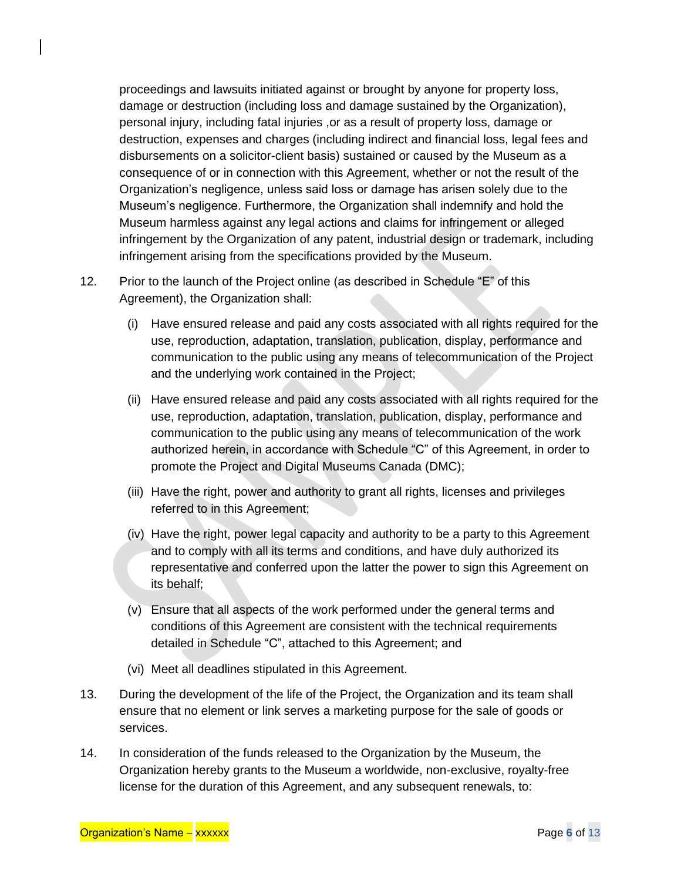proceedings and lawsuits initiated against or brought by anyone for property loss, damage or destruction (including loss and damage sustained by the Organization), personal injury, including fatal injuries ,or as a result of property loss, damage or destruction, expenses and charges (including indirect and financial loss, legal fees and disbursements on a solicitor-client basis) sustained or caused by the Museum as a consequence of or in connection with this Agreement, whether or not the result of the Organization's negligence, unless said loss or damage has arisen solely due to the Museum's negligence. Furthermore, the Organization shall indemnify and hold the Museum harmless against any legal actions and claims for infringement or alleged infringement by the Organization of any patent, industrial design or trademark, including infringement arising from the specifications provided by the Museum.

12. Prior to the launch of the Project online (as described in Schedule "E" of this Agreement), the Organization shall:

    (i) Have ensured release and paid any costs associated with all rights required for the use, reproduction, adaptation, translation, publication, display, performance and communication to the public using any means of telecommunication of the Project and the underlying work contained in the Project;

    (ii) Have ensured release and paid any costs associated with all rights required for the use, reproduction, adaptation, translation, publication, display, performance and communication to the public using any means of telecommunication of the work authorized herein, in accordance with Schedule "C" of this Agreement, in order to promote the Project and Digital Museums Canada (DMC);

    (iii) Have the right, power and authority to grant all rights, licenses and privileges referred to in this Agreement;

    (iv) Have the right, power legal capacity and authority to be a party to this Agreement and to comply with all its terms and conditions, and have duly authorized its representative and conferred upon the latter the power to sign this Agreement on its behalf;

    (v) Ensure that all aspects of the work performed under the general terms and conditions of this Agreement are consistent with the technical requirements detailed in Schedule "C", attached to this Agreement; and

    (vi) Meet all deadlines stipulated in this Agreement.

13. During the development of the life of the Project, the Organization and its team shall ensure that no element or link serves a marketing purpose for the sale of goods or services.

14. In consideration of the funds released to the Organization by the Museum, the Organization hereby grants to the Museum a worldwide, non-exclusive, royalty-free license for the duration of this Agreement, and any subsequent renewals, to: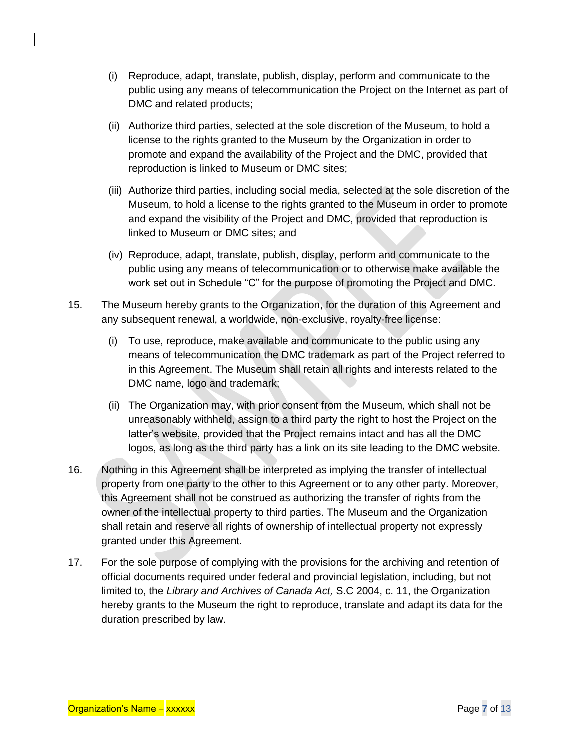(i) Reproduce, adapt, translate, publish, display, perform and communicate to the public using any means of telecommunication the Project on the Internet as part of DMC and related products;

(ii) Authorize third parties, selected at the sole discretion of the Museum, to hold a license to the rights granted to the Museum by the Organization in order to promote and expand the availability of the Project and the DMC, provided that reproduction is linked to Museum or DMC sites;

(iii) Authorize third parties, including social media, selected at the sole discretion of the Museum, to hold a license to the rights granted to the Museum in order to promote and expand the visibility of the Project and DMC, provided that reproduction is linked to Museum or DMC sites; and

(iv) Reproduce, adapt, translate, publish, display, perform and communicate to the public using any means of telecommunication or to otherwise make available the work set out in Schedule "C" for the purpose of promoting the Project and DMC.

15. The Museum hereby grants to the Organization, for the duration of this Agreement and any subsequent renewal, a worldwide, non-exclusive, royalty-free license:

(i) To use, reproduce, make available and communicate to the public using any means of telecommunication the DMC trademark as part of the Project referred to in this Agreement. The Museum shall retain all rights and interests related to the DMC name, logo and trademark;

(ii) The Organization may, with prior consent from the Museum, which shall not be unreasonably withheld, assign to a third party the right to host the Project on the latter's website, provided that the Project remains intact and has all the DMC logos, as long as the third party has a link on its site leading to the DMC website.

16. Nothing in this Agreement shall be interpreted as implying the transfer of intellectual property from one party to the other to this Agreement or to any other party. Moreover, this Agreement shall not be construed as authorizing the transfer of rights from the owner of the intellectual property to third parties. The Museum and the Organization shall retain and reserve all rights of ownership of intellectual property not expressly granted under this Agreement.

17. For the sole purpose of complying with the provisions for the archiving and retention of official documents required under federal and provincial legislation, including, but not limited to, the *Library and Archives of Canada Act,* S.C 2004, c. 11, the Organization hereby grants to the Museum the right to reproduce, translate and adapt its data for the duration prescribed by law.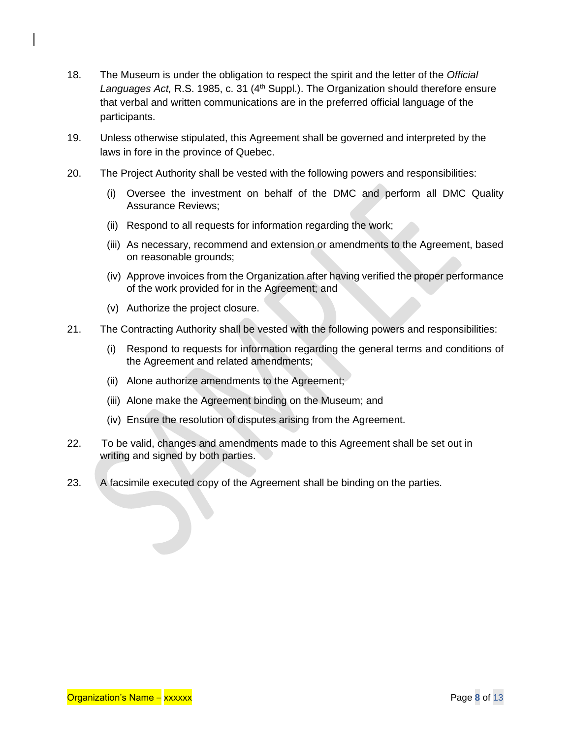18. The Museum is under the obligation to respect the spirit and the letter of the *Official Languages Act,* R.S. 1985, c. 31 (4th Suppl.). The Organization should therefore ensure that verbal and written communications are in the preferred official language of the participants.

19. Unless otherwise stipulated, this Agreement shall be governed and interpreted by the laws in fore in the province of Quebec.

20. The Project Authority shall be vested with the following powers and responsibilities:

    (i) Oversee the investment on behalf of the DMC and perform all DMC Quality Assurance Reviews;

    (ii) Respond to all requests for information regarding the work;

    (iii) As necessary, recommend and extension or amendments to the Agreement, based on reasonable grounds;

    (iv) Approve invoices from the Organization after having verified the proper performance of the work provided for in the Agreement; and

    (v) Authorize the project closure.

21. The Contracting Authority shall be vested with the following powers and responsibilities:

    (i) Respond to requests for information regarding the general terms and conditions of the Agreement and related amendments;

    (ii) Alone authorize amendments to the Agreement;

    (iii) Alone make the Agreement binding on the Museum; and

    (iv) Ensure the resolution of disputes arising from the Agreement.

22. To be valid, changes and amendments made to this Agreement shall be set out in writing and signed by both parties.

23. A facsimile executed copy of the Agreement shall be binding on the parties.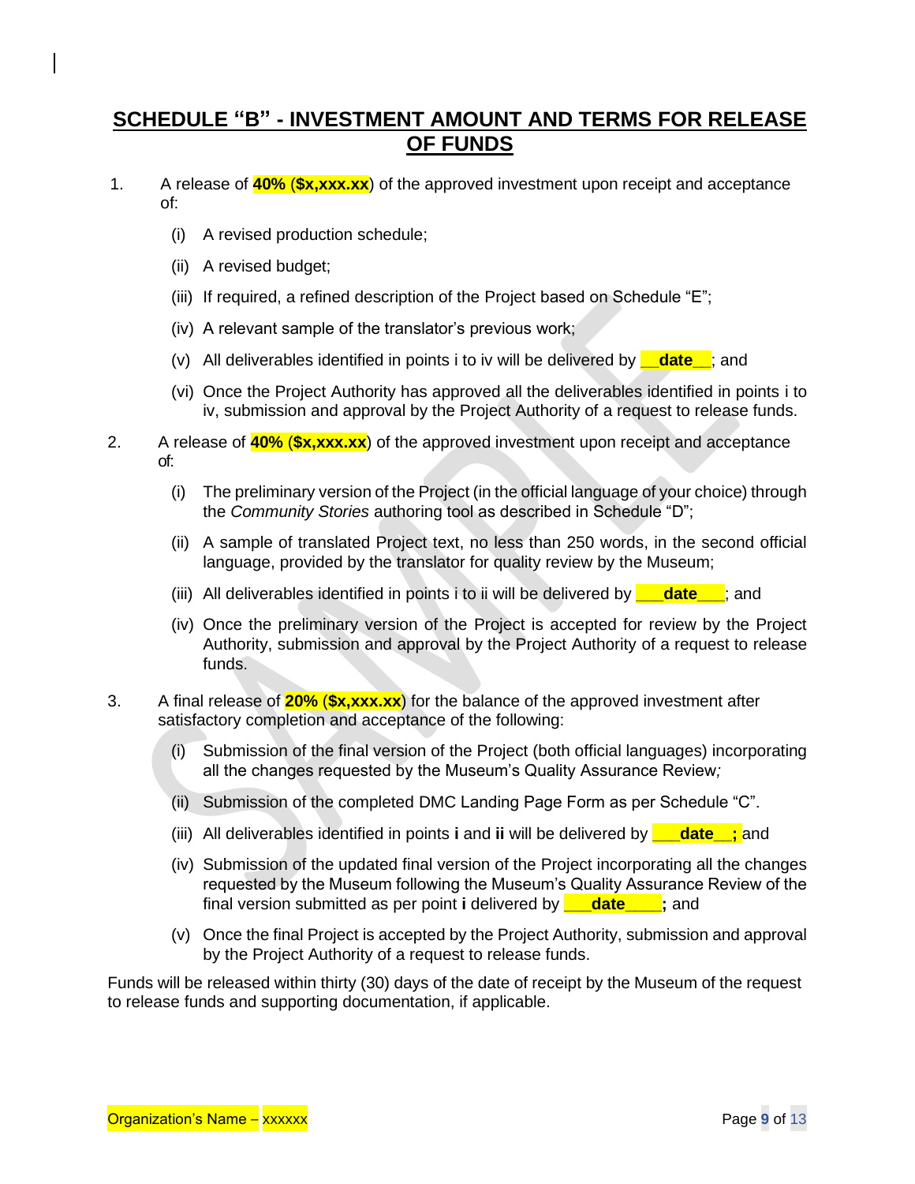# SCHEDULE "B" - INVESTMENT AMOUNT AND TERMS FOR RELEASE OF FUNDS

1. A release of **40% ($x,xxx.xx**) of the approved investment upon receipt and acceptance of:

   (i) A revised production schedule;

   (ii) A revised budget;

   (iii) If required, a refined description of the Project based on Schedule "E";

   (iv) A relevant sample of the translator's previous work;

   (v) All deliverables identified in points i to iv will be delivered by **__date__**; and

   (vi) Once the Project Authority has approved all the deliverables identified in points i to iv, submission and approval by the Project Authority of a request to release funds.

2. A release of **40% ($x,xxx.xx**) of the approved investment upon receipt and acceptance of:

   (i) The preliminary version of the Project (in the official language of your choice) through the *Community Stories* authoring tool as described in Schedule "D";

   (ii) A sample of translated Project text, no less than 250 words, in the second official language, provided by the translator for quality review by the Museum;

   (iii) All deliverables identified in points i to ii will be delivered by **___date___**; and

   (iv) Once the preliminary version of the Project is accepted for review by the Project Authority, submission and approval by the Project Authority of a request to release funds.

3. A final release of **20% ($x,xxx.xx**) for the balance of the approved investment after satisfactory completion and acceptance of the following:

   (i) Submission of the final version of the Project (both official languages) incorporating all the changes requested by the Museum's Quality Assurance Review*;*

   (ii) Submission of the completed DMC Landing Page Form as per Schedule "C".

   (iii) All deliverables identified in points **i** and **ii** will be delivered by **___date__;** and

   (iv) Submission of the updated final version of the Project incorporating all the changes requested by the Museum following the Museum's Quality Assurance Review of the final version submitted as per point **i** delivered by **___date____;** and

   (v) Once the final Project is accepted by the Project Authority, submission and approval by the Project Authority of a request to release funds.

Funds will be released within thirty (30) days of the date of receipt by the Museum of the request to release funds and supporting documentation, if applicable.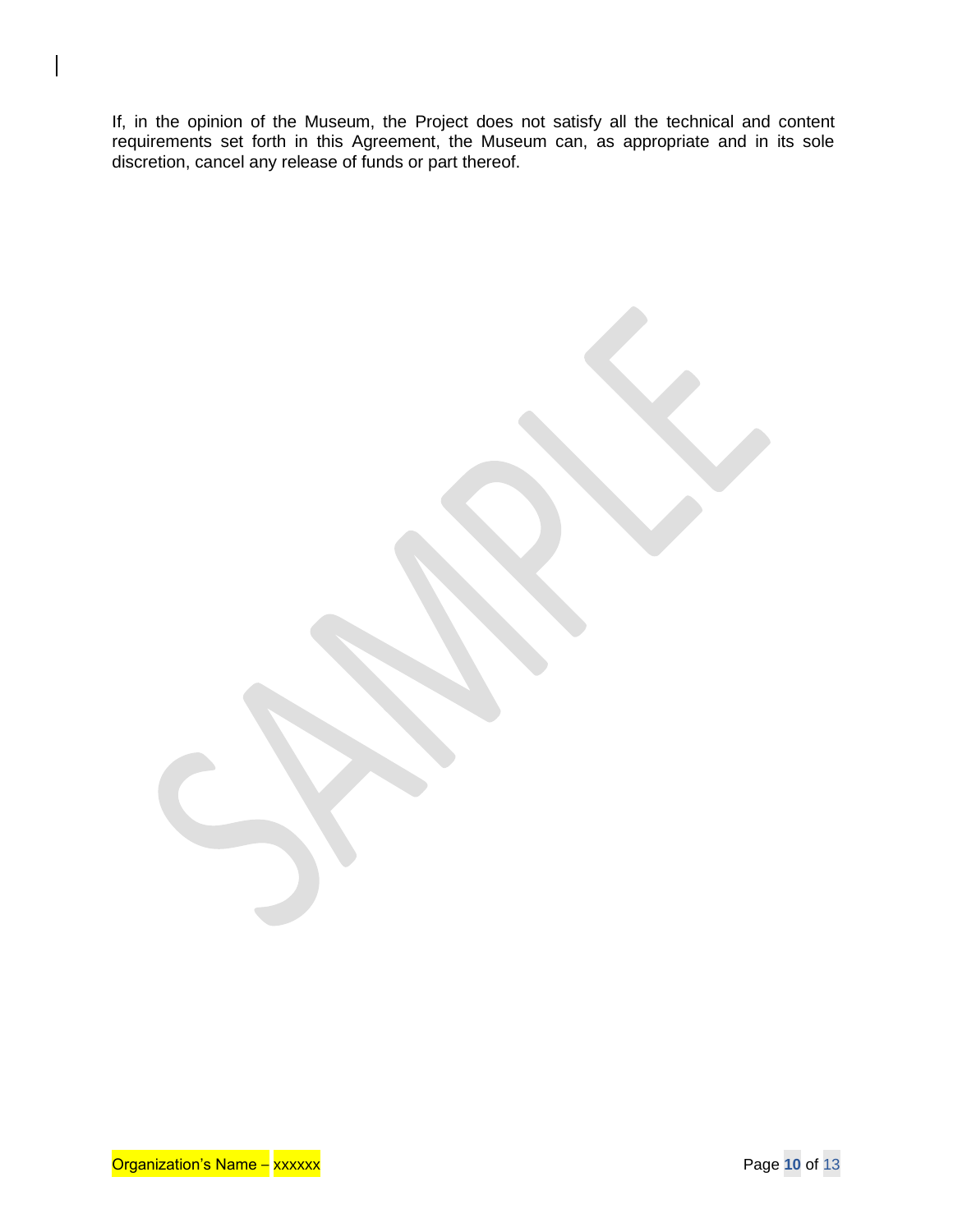If, in the opinion of the Museum, the Project does not satisfy all the technical and content requirements set forth in this Agreement, the Museum can, as appropriate and in its sole discretion, cancel any release of funds or part thereof.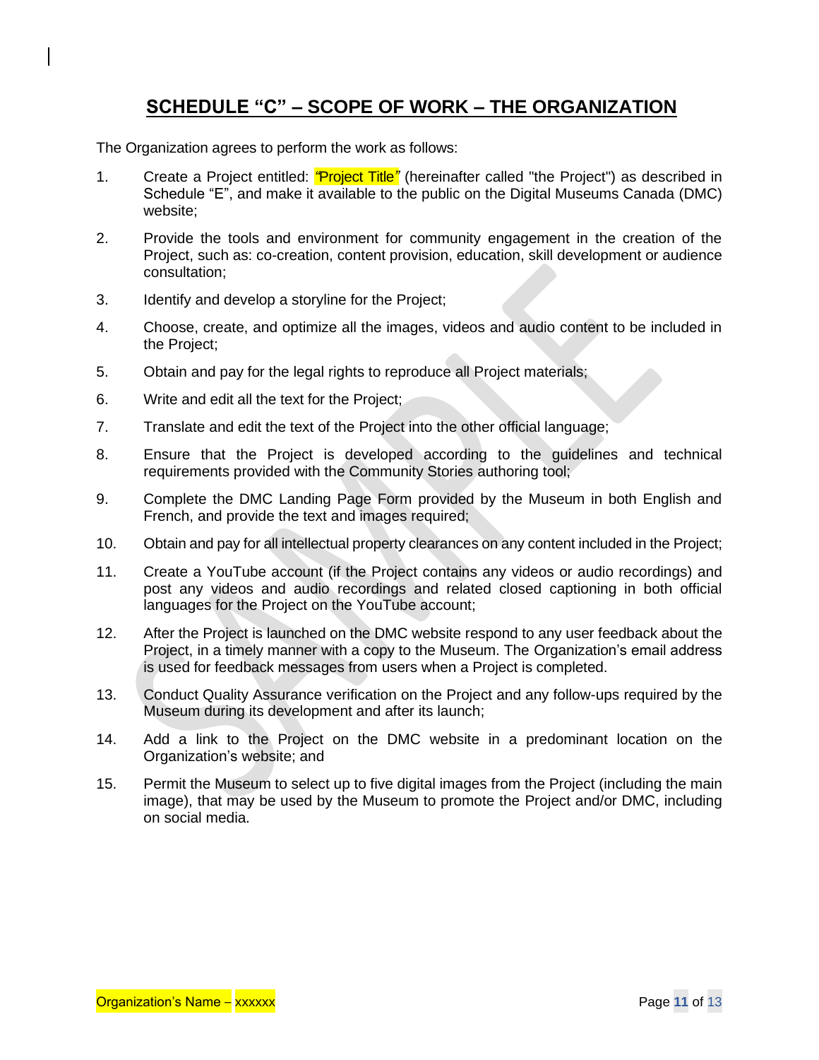# SCHEDULE "C" – SCOPE OF WORK – THE ORGANIZATION

The Organization agrees to perform the work as follows:

1. Create a Project entitled: *"Project Title"* (hereinafter called "the Project") as described in Schedule "E", and make it available to the public on the Digital Museums Canada (DMC) website;

2. Provide the tools and environment for community engagement in the creation of the Project, such as: co-creation, content provision, education, skill development or audience consultation;

3. Identify and develop a storyline for the Project;

4. Choose, create, and optimize all the images, videos and audio content to be included in the Project;

5. Obtain and pay for the legal rights to reproduce all Project materials;

6. Write and edit all the text for the Project;

7. Translate and edit the text of the Project into the other official language;

8. Ensure that the Project is developed according to the guidelines and technical requirements provided with the Community Stories authoring tool;

9. Complete the DMC Landing Page Form provided by the Museum in both English and French, and provide the text and images required;

10. Obtain and pay for all intellectual property clearances on any content included in the Project;

11. Create a YouTube account (if the Project contains any videos or audio recordings) and post any videos and audio recordings and related closed captioning in both official languages for the Project on the YouTube account;

12. After the Project is launched on the DMC website respond to any user feedback about the Project, in a timely manner with a copy to the Museum. The Organization's email address is used for feedback messages from users when a Project is completed.

13. Conduct Quality Assurance verification on the Project and any follow-ups required by the Museum during its development and after its launch;

14. Add a link to the Project on the DMC website in a predominant location on the Organization's website; and

15. Permit the Museum to select up to five digital images from the Project (including the main image), that may be used by the Museum to promote the Project and/or DMC, including on social media.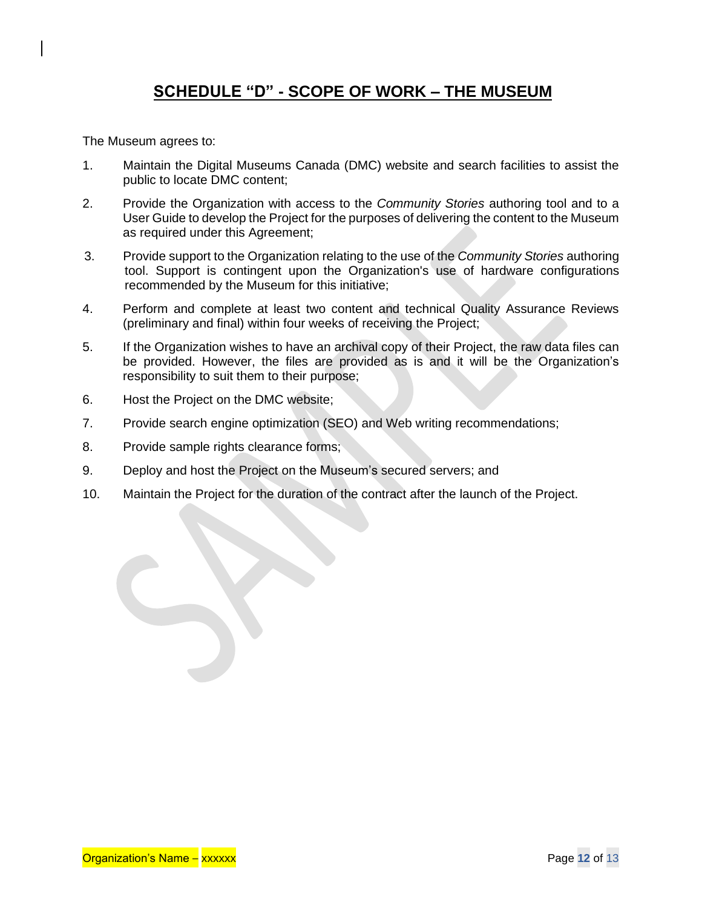# SCHEDULE "D" - SCOPE OF WORK – THE MUSEUM

The Museum agrees to:

1. Maintain the Digital Museums Canada (DMC) website and search facilities to assist the public to locate DMC content;
2. Provide the Organization with access to the *Community Stories* authoring tool and to a User Guide to develop the Project for the purposes of delivering the content to the Museum as required under this Agreement;
3. Provide support to the Organization relating to the use of the *Community Stories* authoring tool. Support is contingent upon the Organization's use of hardware configurations recommended by the Museum for this initiative;
4. Perform and complete at least two content and technical Quality Assurance Reviews (preliminary and final) within four weeks of receiving the Project;
5. If the Organization wishes to have an archival copy of their Project, the raw data files can be provided. However, the files are provided as is and it will be the Organization's responsibility to suit them to their purpose;
6. Host the Project on the DMC website;
7. Provide search engine optimization (SEO) and Web writing recommendations;
8. Provide sample rights clearance forms;
9. Deploy and host the Project on the Museum's secured servers; and
10. Maintain the Project for the duration of the contract after the launch of the Project.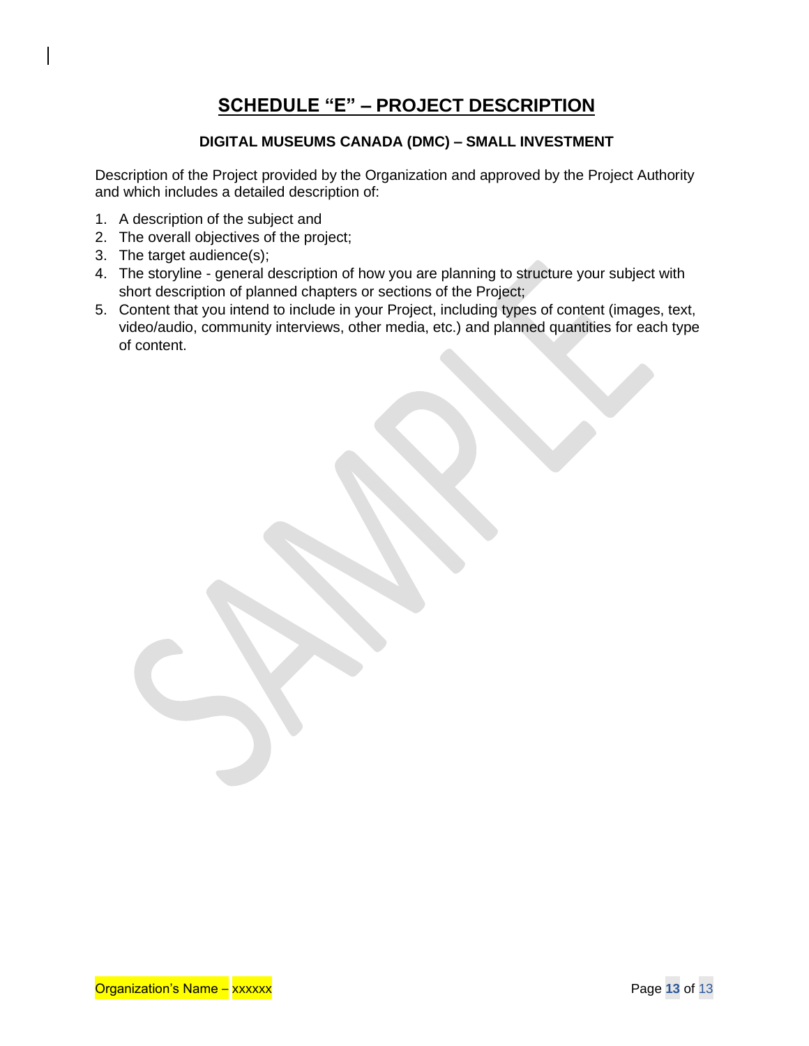# SCHEDULE "E" – PROJECT DESCRIPTION

### DIGITAL MUSEUMS CANADA (DMC) – SMALL INVESTMENT

Description of the Project provided by the Organization and approved by the Project Authority and which includes a detailed description of:

1. A description of the subject and
2. The overall objectives of the project;
3. The target audience(s);
4. The storyline - general description of how you are planning to structure your subject with short description of planned chapters or sections of the Project;
5. Content that you intend to include in your Project, including types of content (images, text, video/audio, community interviews, other media, etc.) and planned quantities for each type of content.